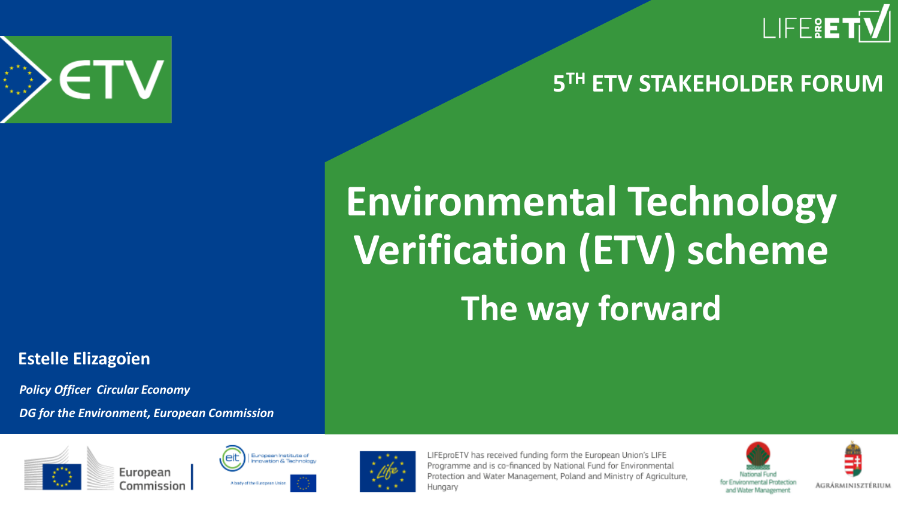5[TH] ETV STAKEHOLDER FORUM

# Environmental Technology Verification (ETV) scheme

## The way forward

**Estelle Elizagoïen**

*Policy Officer Circular Economy*

*DG for the Environment, European Commission*

LIFEproETV has received funding form the European Union's LIFE Programme and is co-financed by National Fund for Environmental Protection and Water Management, Poland and Ministry of Agriculture, Hungary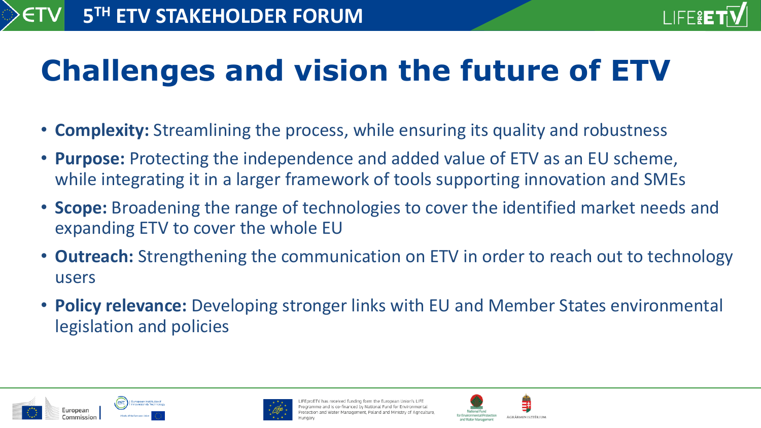# Challenges and vision the future of ETV

- **Complexity:** Streamlining the process, while ensuring its quality and robustness
- **Purpose:** Protecting the independence and added value of ETV as an EU scheme, while integrating it in a larger framework of tools supporting innovation and SMEs
- **Scope:** Broadening the range of technologies to cover the identified market needs and expanding ETV to cover the whole EU
- **Outreach:** Strengthening the communication on ETV in order to reach out to technology users
- **Policy relevance:** Developing stronger links with EU and Member States environmental legislation and policies

LIFEproETV has received funding form the European Union's LIFE Programme and is co-financed by National Fund for Environmental Protection and Water Management, Poland and Ministry of Agriculture, Hungary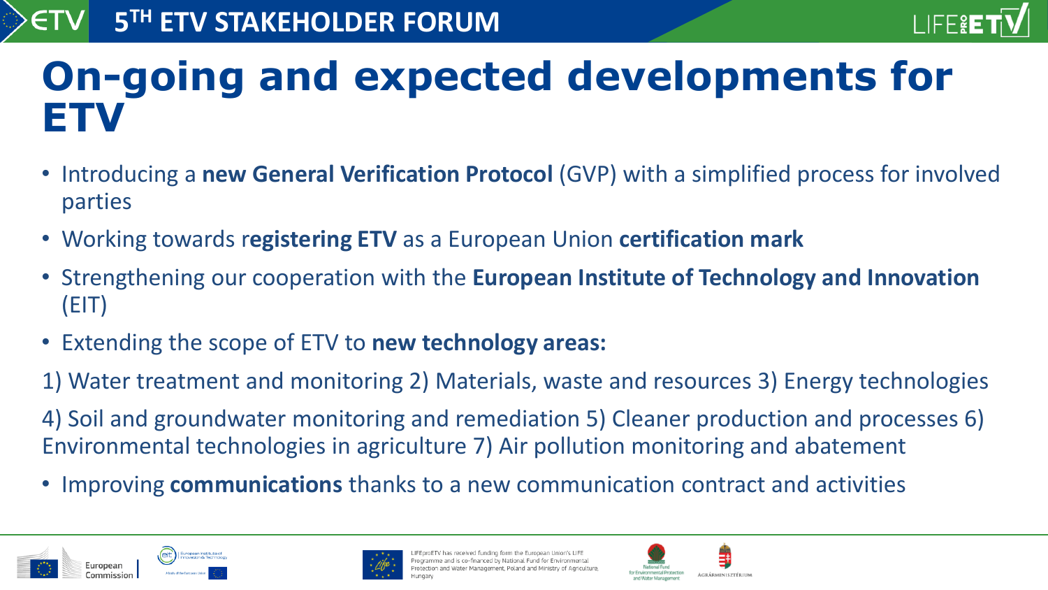# On-going and expected developments for ETV

- Introducing a **new General Verification Protocol** (GVP) with a simplified process for involved parties
- Working towards r**egistering ETV** as a European Union **certification mark**
- Strengthening our cooperation with the **European Institute of Technology and Innovation** (EIT)
- Extending the scope of ETV to **new technology areas:**

1) Water treatment and monitoring 2) Materials, waste and resources 3) Energy technologies

4) Soil and groundwater monitoring and remediation 5) Cleaner production and processes 6) Environmental technologies in agriculture 7) Air pollution monitoring and abatement

- Improving **communications** thanks to a new communication contract and activities

LIFEproETV has received funding form the European Union's LIFE Programme and is co-financed by National Fund for Environmental Protection and Water Management, Poland and Ministry of Agriculture, Hungary